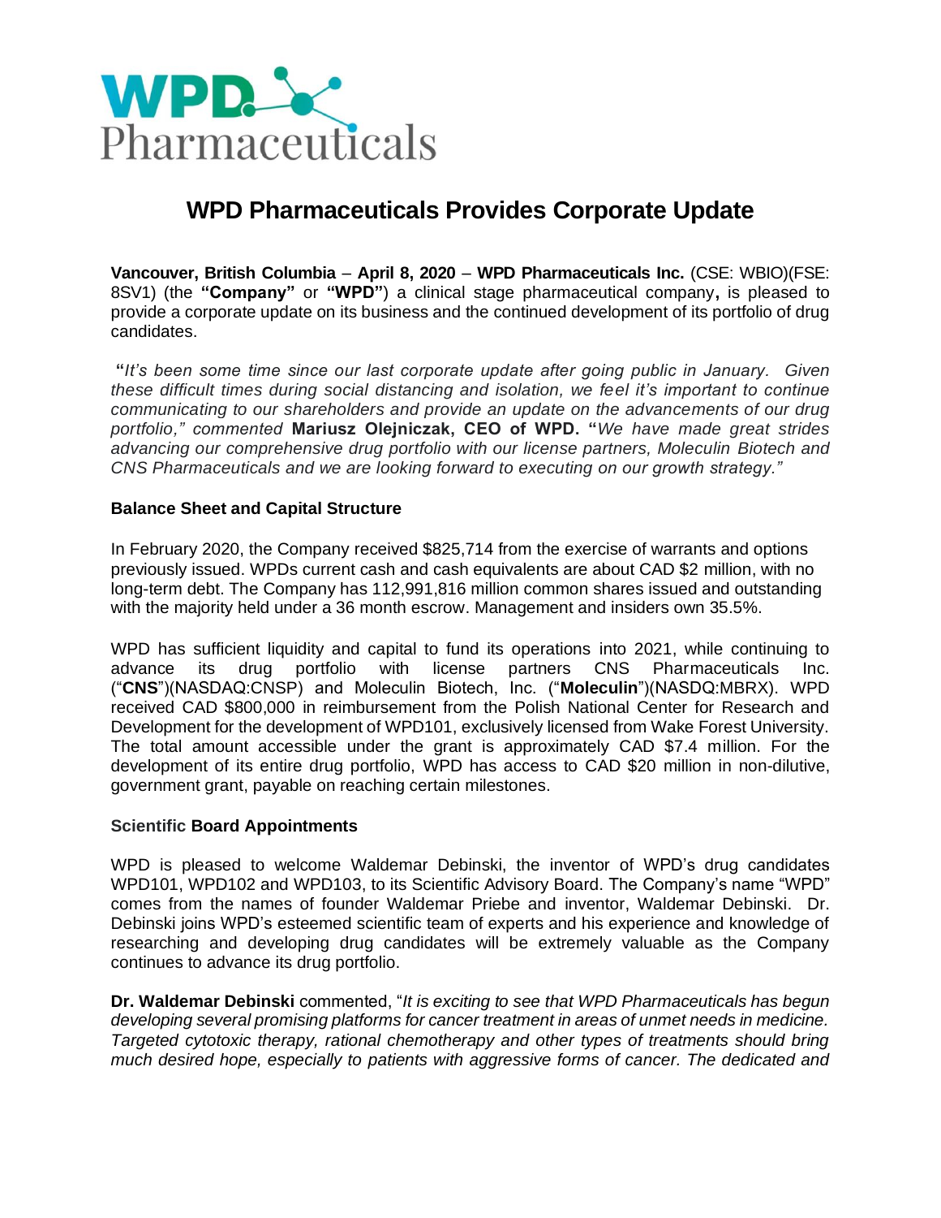# WPD Pharmaceuticals Provides Corporate Update

**Vancouver, British Columbia** – **April 8, 2020** – **WPD Pharmaceuticals Inc.** (CSE: WBIO)(FSE: 8SV1) (the **"Company"** or **"WPD"**) a clinical stage pharmaceutical company**,** is pleased to provide a corporate update on its business and the continued development of its portfolio of drug candidates.

**"***It's been some time since our last corporate update after going public in January. Given these difficult times during social distancing and isolation, we feel it's important to continue communicating to our shareholders and provide an update on the advancements of our drug portfolio,"* commented **Mariusz Olejniczak, CEO of WPD. "***We have made great strides advancing our comprehensive drug portfolio with our license partners, Moleculin Biotech and CNS Pharmaceuticals and we are looking forward to executing on our growth strategy."*

## Balance Sheet and Capital Structure

In February 2020, the Company received $825,714 from the exercise of warrants and options previously issued. WPDs current cash and cash equivalents are about CAD $2 million, with no long-term debt. The Company has 112,991,816 million common shares issued and outstanding with the majority held under a 36 month escrow. Management and insiders own 35.5%.

WPD has sufficient liquidity and capital to fund its operations into 2021, while continuing to advance its drug portfolio with license partners CNS Pharmaceuticals Inc. ("**CNS**")(NASDAQ:CNSP) and Moleculin Biotech, Inc. ("**Moleculin**")(NASDQ:MBRX). WPD received CAD $800,000 in reimbursement from the Polish National Center for Research and Development for the development of WPD101, exclusively licensed from Wake Forest University. The total amount accessible under the grant is approximately CAD $7.4 million. For the development of its entire drug portfolio, WPD has access to CAD $20 million in non-dilutive, government grant, payable on reaching certain milestones.

## Scientific Board Appointments

WPD is pleased to welcome Waldemar Debinski, the inventor of WPD's drug candidates WPD101, WPD102 and WPD103, to its Scientific Advisory Board. The Company's name "WPD" comes from the names of founder Waldemar Priebe and inventor, Waldemar Debinski. Dr. Debinski joins WPD's esteemed scientific team of experts and his experience and knowledge of researching and developing drug candidates will be extremely valuable as the Company continues to advance its drug portfolio.

**Dr. Waldemar Debinski** commented, "*It is exciting to see that WPD Pharmaceuticals has begun developing several promising platforms for cancer treatment in areas of unmet needs in medicine. Targeted cytotoxic therapy, rational chemotherapy and other types of treatments should bring much desired hope, especially to patients with aggressive forms of cancer. The dedicated and*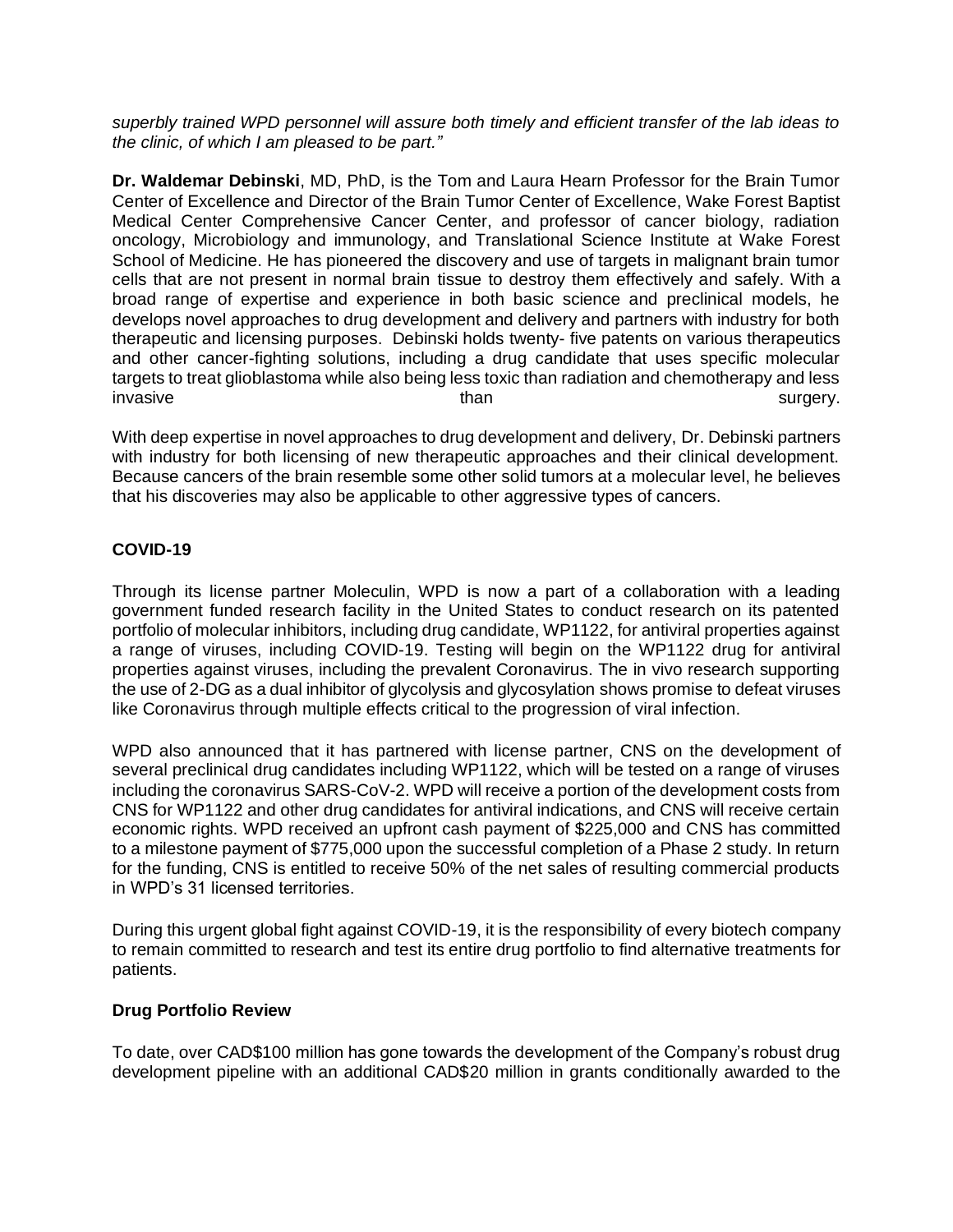*superbly trained WPD personnel will assure both timely and efficient transfer of the lab ideas to the clinic, of which I am pleased to be part."*

**Dr. Waldemar Debinski**, MD, PhD, is the Tom and Laura Hearn Professor for the Brain Tumor Center of Excellence and Director of the Brain Tumor Center of Excellence, Wake Forest Baptist Medical Center Comprehensive Cancer Center, and professor of cancer biology, radiation oncology, Microbiology and immunology, and Translational Science Institute at Wake Forest School of Medicine. He has pioneered the discovery and use of targets in malignant brain tumor cells that are not present in normal brain tissue to destroy them effectively and safely. With a broad range of expertise and experience in both basic science and preclinical models, he develops novel approaches to drug development and delivery and partners with industry for both therapeutic and licensing purposes. Debinski holds twenty- five patents on various therapeutics and other cancer-fighting solutions, including a drug candidate that uses specific molecular targets to treat glioblastoma while also being less toxic than radiation and chemotherapy and less invasive than surgery.

With deep expertise in novel approaches to drug development and delivery, Dr. Debinski partners with industry for both licensing of new therapeutic approaches and their clinical development. Because cancers of the brain resemble some other solid tumors at a molecular level, he believes that his discoveries may also be applicable to other aggressive types of cancers.

**COVID-19**

Through its license partner Moleculin, WPD is now a part of a collaboration with a leading government funded research facility in the United States to conduct research on its patented portfolio of molecular inhibitors, including drug candidate, WP1122, for antiviral properties against a range of viruses, including COVID-19. Testing will begin on the WP1122 drug for antiviral properties against viruses, including the prevalent Coronavirus. The in vivo research supporting the use of 2-DG as a dual inhibitor of glycolysis and glycosylation shows promise to defeat viruses like Coronavirus through multiple effects critical to the progression of viral infection.

WPD also announced that it has partnered with license partner, CNS on the development of several preclinical drug candidates including WP1122, which will be tested on a range of viruses including the coronavirus SARS-CoV-2. WPD will receive a portion of the development costs from CNS for WP1122 and other drug candidates for antiviral indications, and CNS will receive certain economic rights. WPD received an upfront cash payment of $225,000 and CNS has committed to a milestone payment of $775,000 upon the successful completion of a Phase 2 study. In return for the funding, CNS is entitled to receive 50% of the net sales of resulting commercial products in WPD's 31 licensed territories.

During this urgent global fight against COVID-19, it is the responsibility of every biotech company to remain committed to research and test its entire drug portfolio to find alternative treatments for patients.

**Drug Portfolio Review**

To date, over CAD$100 million has gone towards the development of the Company's robust drug development pipeline with an additional CAD$20 million in grants conditionally awarded to the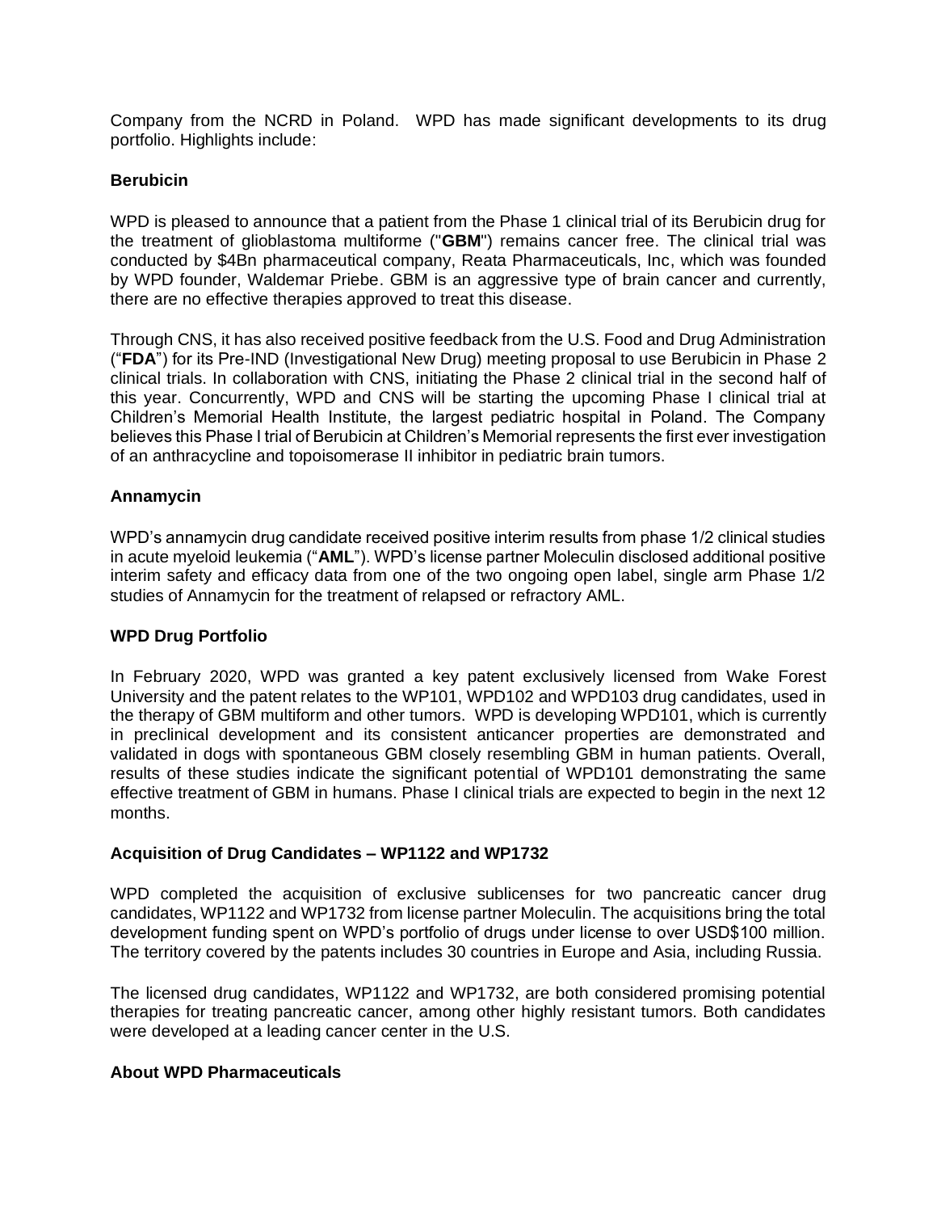Company from the NCRD in Poland. WPD has made significant developments to its drug portfolio. Highlights include:

**Berubicin**

WPD is pleased to announce that a patient from the Phase 1 clinical trial of its Berubicin drug for the treatment of glioblastoma multiforme ("**GBM**") remains cancer free. The clinical trial was conducted by $4Bn pharmaceutical company, Reata Pharmaceuticals, Inc, which was founded by WPD founder, Waldemar Priebe. GBM is an aggressive type of brain cancer and currently, there are no effective therapies approved to treat this disease.

Through CNS, it has also received positive feedback from the U.S. Food and Drug Administration ("**FDA**") for its Pre-IND (Investigational New Drug) meeting proposal to use Berubicin in Phase 2 clinical trials. In collaboration with CNS, initiating the Phase 2 clinical trial in the second half of this year. Concurrently, WPD and CNS will be starting the upcoming Phase I clinical trial at Children's Memorial Health Institute, the largest pediatric hospital in Poland. The Company believes this Phase I trial of Berubicin at Children's Memorial represents the first ever investigation of an anthracycline and topoisomerase II inhibitor in pediatric brain tumors.

**Annamycin**

WPD's annamycin drug candidate received positive interim results from phase 1/2 clinical studies in acute myeloid leukemia ("**AML**"). WPD's license partner Moleculin disclosed additional positive interim safety and efficacy data from one of the two ongoing open label, single arm Phase 1/2 studies of Annamycin for the treatment of relapsed or refractory AML.

**WPD Drug Portfolio**

In February 2020, WPD was granted a key patent exclusively licensed from Wake Forest University and the patent relates to the WP101, WPD102 and WPD103 drug candidates, used in the therapy of GBM multiform and other tumors. WPD is developing WPD101, which is currently in preclinical development and its consistent anticancer properties are demonstrated and validated in dogs with spontaneous GBM closely resembling GBM in human patients. Overall, results of these studies indicate the significant potential of WPD101 demonstrating the same effective treatment of GBM in humans. Phase I clinical trials are expected to begin in the next 12 months.

**Acquisition of Drug Candidates – WP1122 and WP1732**

WPD completed the acquisition of exclusive sublicenses for two pancreatic cancer drug candidates, WP1122 and WP1732 from license partner Moleculin. The acquisitions bring the total development funding spent on WPD's portfolio of drugs under license to over USD$100 million. The territory covered by the patents includes 30 countries in Europe and Asia, including Russia.

The licensed drug candidates, WP1122 and WP1732, are both considered promising potential therapies for treating pancreatic cancer, among other highly resistant tumors. Both candidates were developed at a leading cancer center in the U.S.

**About WPD Pharmaceuticals**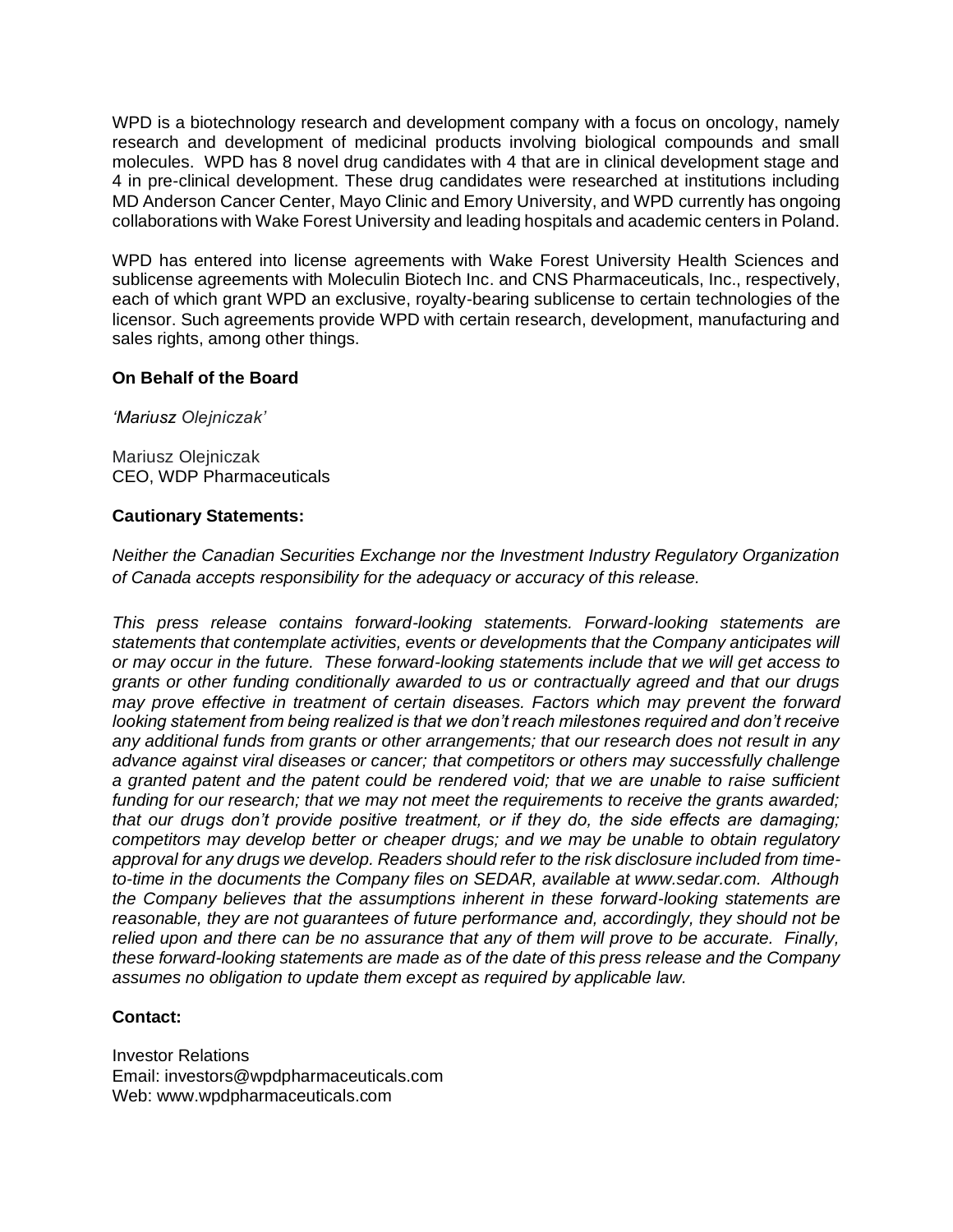WPD is a biotechnology research and development company with a focus on oncology, namely research and development of medicinal products involving biological compounds and small molecules. WPD has 8 novel drug candidates with 4 that are in clinical development stage and 4 in pre-clinical development. These drug candidates were researched at institutions including MD Anderson Cancer Center, Mayo Clinic and Emory University, and WPD currently has ongoing collaborations with Wake Forest University and leading hospitals and academic centers in Poland.

WPD has entered into license agreements with Wake Forest University Health Sciences and sublicense agreements with Moleculin Biotech Inc. and CNS Pharmaceuticals, Inc., respectively, each of which grant WPD an exclusive, royalty-bearing sublicense to certain technologies of the licensor. Such agreements provide WPD with certain research, development, manufacturing and sales rights, among other things.

**On Behalf of the Board**

*'Mariusz Olejniczak'*

Mariusz Olejniczak
CEO, WDP Pharmaceuticals

**Cautionary Statements:**

*Neither the Canadian Securities Exchange nor the Investment Industry Regulatory Organization of Canada accepts responsibility for the adequacy or accuracy of this release.*

*This press release contains forward-looking statements. Forward-looking statements are statements that contemplate activities, events or developments that the Company anticipates will or may occur in the future. These forward-looking statements include that we will get access to grants or other funding conditionally awarded to us or contractually agreed and that our drugs may prove effective in treatment of certain diseases. Factors which may prevent the forward looking statement from being realized is that we don't reach milestones required and don't receive any additional funds from grants or other arrangements; that our research does not result in any advance against viral diseases or cancer; that competitors or others may successfully challenge a granted patent and the patent could be rendered void; that we are unable to raise sufficient funding for our research; that we may not meet the requirements to receive the grants awarded; that our drugs don't provide positive treatment, or if they do, the side effects are damaging; competitors may develop better or cheaper drugs; and we may be unable to obtain regulatory approval for any drugs we develop. Readers should refer to the risk disclosure included from time-to-time in the documents the Company files on SEDAR, available at www.sedar.com. Although the Company believes that the assumptions inherent in these forward-looking statements are reasonable, they are not guarantees of future performance and, accordingly, they should not be relied upon and there can be no assurance that any of them will prove to be accurate. Finally, these forward-looking statements are made as of the date of this press release and the Company assumes no obligation to update them except as required by applicable law.*

**Contact:**

Investor Relations
Email: investors@wpdpharmaceuticals.com
Web: www.wpdpharmaceuticals.com